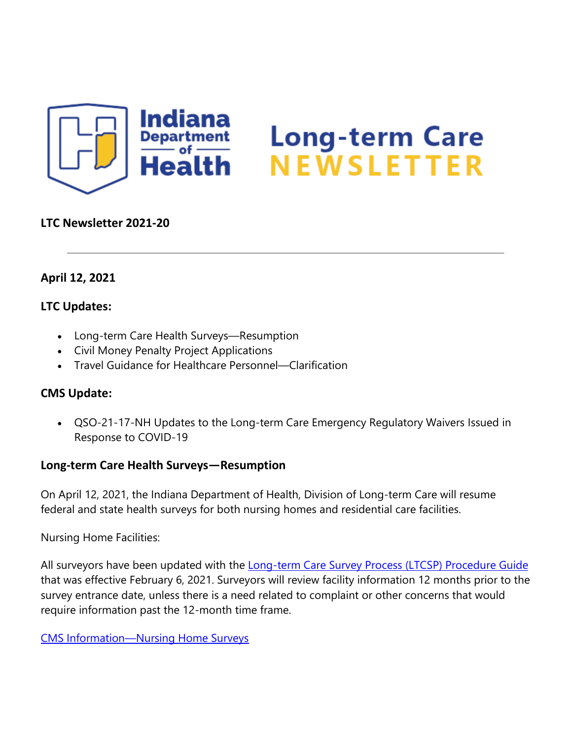# Indiana Department of Health Long-term Care NEWSLETTER

**LTC Newsletter 2021-20**

---

**April 12, 2021**

**LTC Updates:**

- Long-term Care Health Surveys—Resumption
- Civil Money Penalty Project Applications
- Travel Guidance for Healthcare Personnel—Clarification

**CMS Update:**

- QSO-21-17-NH Updates to the Long-term Care Emergency Regulatory Waivers Issued in Response to COVID-19

## Long-term Care Health Surveys—Resumption

On April 12, 2021, the Indiana Department of Health, Division of Long-term Care will resume federal and state health surveys for both nursing homes and residential care facilities.

Nursing Home Facilities:

All surveyors have been updated with the Long-term Care Survey Process (LTCSP) Procedure Guide that was effective February 6, 2021. Surveyors will review facility information 12 months prior to the survey entrance date, unless there is a need related to complaint or other concerns that would require information past the 12-month time frame.

CMS Information—Nursing Home Surveys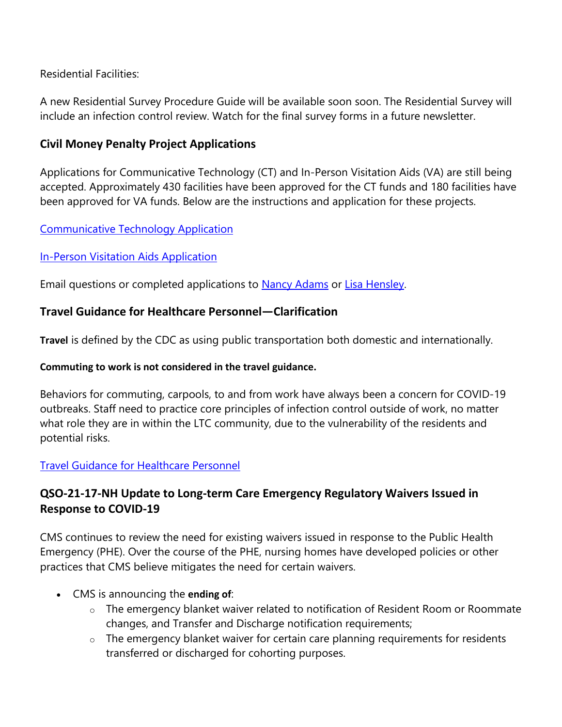Residential Facilities:

A new Residential Survey Procedure Guide will be available soon soon. The Residential Survey will include an infection control review. Watch for the final survey forms in a future newsletter.

## Civil Money Penalty Project Applications

Applications for Communicative Technology (CT) and In-Person Visitation Aids (VA) are still being accepted. Approximately 430 facilities have been approved for the CT funds and 180 facilities have been approved for VA funds. Below are the instructions and application for these projects.

Communicative Technology Application

In-Person Visitation Aids Application

Email questions or completed applications to Nancy Adams or Lisa Hensley.

## Travel Guidance for Healthcare Personnel—Clarification

**Travel** is defined by the CDC as using public transportation both domestic and internationally.

**Commuting to work is not considered in the travel guidance.**

Behaviors for commuting, carpools, to and from work have always been a concern for COVID-19 outbreaks. Staff need to practice core principles of infection control outside of work, no matter what role they are in within the LTC community, due to the vulnerability of the residents and potential risks.

Travel Guidance for Healthcare Personnel

## QSO-21-17-NH Update to Long-term Care Emergency Regulatory Waivers Issued in Response to COVID-19

CMS continues to review the need for existing waivers issued in response to the Public Health Emergency (PHE). Over the course of the PHE, nursing homes have developed policies or other practices that CMS believe mitigates the need for certain waivers.

- CMS is announcing the **ending of**:
  - The emergency blanket waiver related to notification of Resident Room or Roommate changes, and Transfer and Discharge notification requirements;
  - The emergency blanket waiver for certain care planning requirements for residents transferred or discharged for cohorting purposes.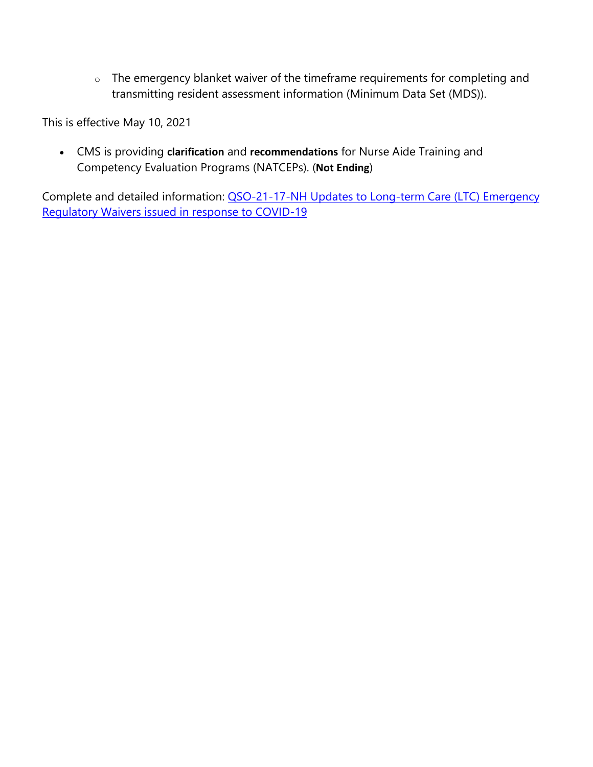- The emergency blanket waiver of the timeframe requirements for completing and transmitting resident assessment information (Minimum Data Set (MDS)).

This is effective May 10, 2021

- CMS is providing **clarification** and **recommendations** for Nurse Aide Training and Competency Evaluation Programs (NATCEPs). (**Not Ending**)

Complete and detailed information: [QSO-21-17-NH Updates to Long-term Care (LTC) Emergency Regulatory Waivers issued in response to COVID-19]()